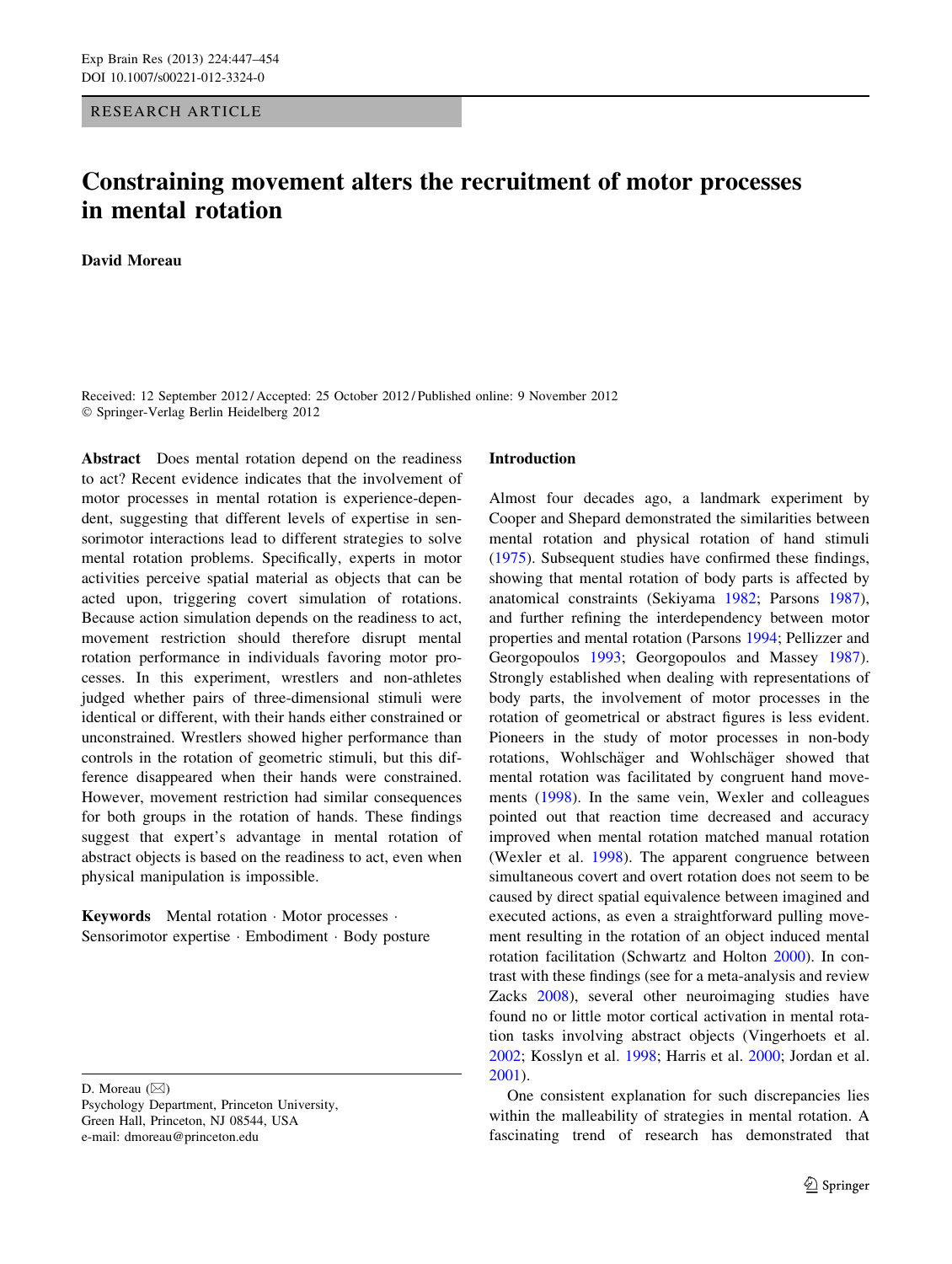RESEARCH ARTICLE

# Constraining movement alters the recruitment of motor processes in mental rotation

**David Moreau**

Received: 12 September 2012 / Accepted: 25 October 2012 / Published online: 9 November 2012
© Springer-Verlag Berlin Heidelberg 2012

**Abstract** Does mental rotation depend on the readiness to act? Recent evidence indicates that the involvement of motor processes in mental rotation is experience-dependent, suggesting that different levels of expertise in sensorimotor interactions lead to different strategies to solve mental rotation problems. Specifically, experts in motor activities perceive spatial material as objects that can be acted upon, triggering covert simulation of rotations. Because action simulation depends on the readiness to act, movement restriction should therefore disrupt mental rotation performance in individuals favoring motor processes. In this experiment, wrestlers and non-athletes judged whether pairs of three-dimensional stimuli were identical or different, with their hands either constrained or unconstrained. Wrestlers showed higher performance than controls in the rotation of geometric stimuli, but this difference disappeared when their hands were constrained. However, movement restriction had similar consequences for both groups in the rotation of hands. These findings suggest that expert's advantage in mental rotation of abstract objects is based on the readiness to act, even when physical manipulation is impossible.

**Keywords** Mental rotation · Motor processes · Sensorimotor expertise · Embodiment · Body posture

D. Moreau (✉)
Psychology Department, Princeton University,
Green Hall, Princeton, NJ 08544, USA
e-mail: dmoreau@princeton.edu

## Introduction

Almost four decades ago, a landmark experiment by Cooper and Shepard demonstrated the similarities between mental rotation and physical rotation of hand stimuli (1975). Subsequent studies have confirmed these findings, showing that mental rotation of body parts is affected by anatomical constraints (Sekiyama 1982; Parsons 1987), and further refining the interdependency between motor properties and mental rotation (Parsons 1994; Pellizzer and Georgopoulos 1993; Georgopoulos and Massey 1987). Strongly established when dealing with representations of body parts, the involvement of motor processes in the rotation of geometrical or abstract figures is less evident. Pioneers in the study of motor processes in non-body rotations, Wohlschläger and Wohlschläger showed that mental rotation was facilitated by congruent hand movements (1998). In the same vein, Wexler and colleagues pointed out that reaction time decreased and accuracy improved when mental rotation matched manual rotation (Wexler et al. 1998). The apparent congruence between simultaneous covert and overt rotation does not seem to be caused by direct spatial equivalence between imagined and executed actions, as even a straightforward pulling movement resulting in the rotation of an object induced mental rotation facilitation (Schwartz and Holton 2000). In contrast with these findings (see for a meta-analysis and review Zacks 2008), several other neuroimaging studies have found no or little motor cortical activation in mental rotation tasks involving abstract objects (Vingerhoets et al. 2002; Kosslyn et al. 1998; Harris et al. 2000; Jordan et al. 2001).

One consistent explanation for such discrepancies lies within the malleability of strategies in mental rotation. A fascinating trend of research has demonstrated that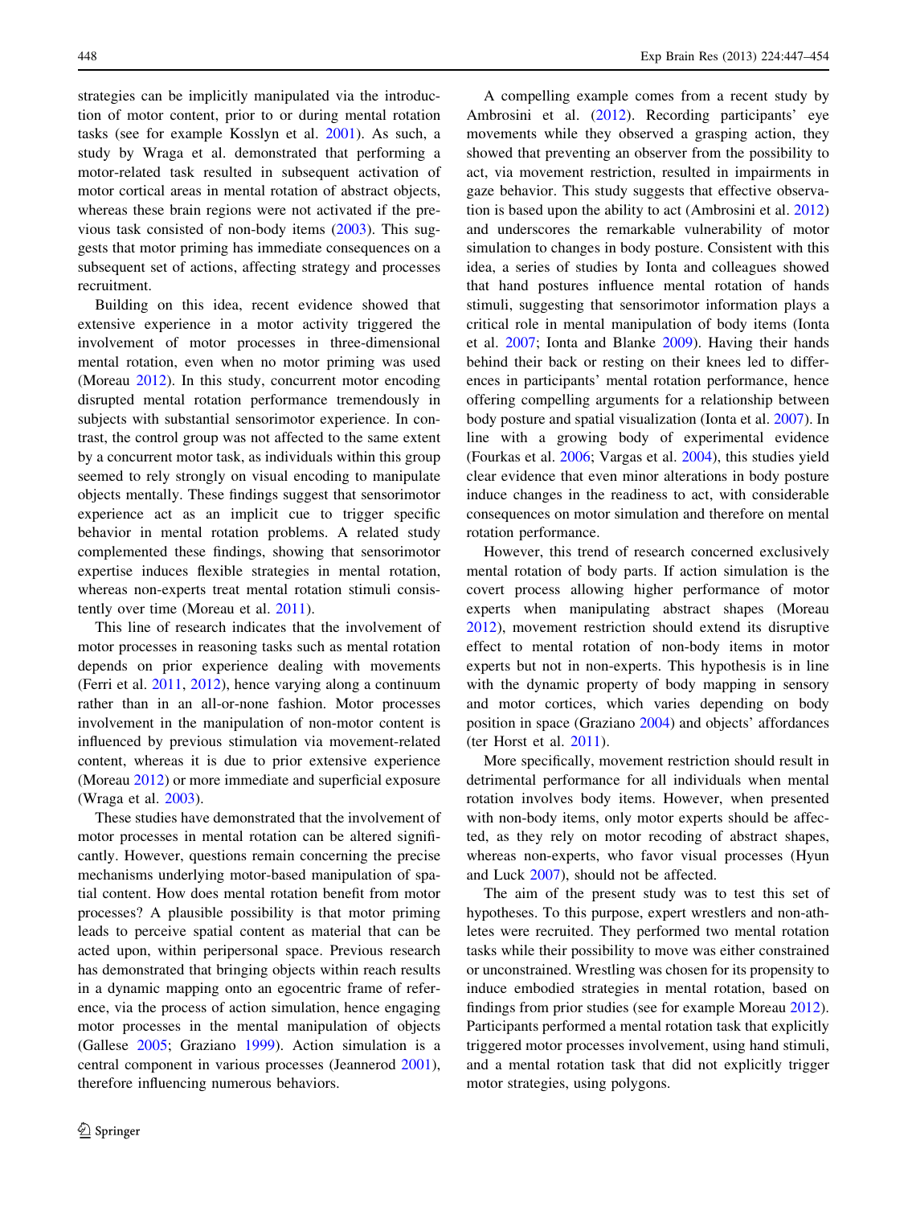strategies can be implicitly manipulated via the introduction of motor content, prior to or during mental rotation tasks (see for example Kosslyn et al. 2001). As such, a study by Wraga et al. demonstrated that performing a motor-related task resulted in subsequent activation of motor cortical areas in mental rotation of abstract objects, whereas these brain regions were not activated if the previous task consisted of non-body items (2003). This suggests that motor priming has immediate consequences on a subsequent set of actions, affecting strategy and processes recruitment.

Building on this idea, recent evidence showed that extensive experience in a motor activity triggered the involvement of motor processes in three-dimensional mental rotation, even when no motor priming was used (Moreau 2012). In this study, concurrent motor encoding disrupted mental rotation performance tremendously in subjects with substantial sensorimotor experience. In contrast, the control group was not affected to the same extent by a concurrent motor task, as individuals within this group seemed to rely strongly on visual encoding to manipulate objects mentally. These findings suggest that sensorimotor experience act as an implicit cue to trigger specific behavior in mental rotation problems. A related study complemented these findings, showing that sensorimotor expertise induces flexible strategies in mental rotation, whereas non-experts treat mental rotation stimuli consistently over time (Moreau et al. 2011).

This line of research indicates that the involvement of motor processes in reasoning tasks such as mental rotation depends on prior experience dealing with movements (Ferri et al. 2011, 2012), hence varying along a continuum rather than in an all-or-none fashion. Motor processes involvement in the manipulation of non-motor content is influenced by previous stimulation via movement-related content, whereas it is due to prior extensive experience (Moreau 2012) or more immediate and superficial exposure (Wraga et al. 2003).

These studies have demonstrated that the involvement of motor processes in mental rotation can be altered significantly. However, questions remain concerning the precise mechanisms underlying motor-based manipulation of spatial content. How does mental rotation benefit from motor processes? A plausible possibility is that motor priming leads to perceive spatial content as material that can be acted upon, within peripersonal space. Previous research has demonstrated that bringing objects within reach results in a dynamic mapping onto an egocentric frame of reference, via the process of action simulation, hence engaging motor processes in the mental manipulation of objects (Gallese 2005; Graziano 1999). Action simulation is a central component in various processes (Jeannerod 2001), therefore influencing numerous behaviors.

A compelling example comes from a recent study by Ambrosini et al. (2012). Recording participants' eye movements while they observed a grasping action, they showed that preventing an observer from the possibility to act, via movement restriction, resulted in impairments in gaze behavior. This study suggests that effective observation is based upon the ability to act (Ambrosini et al. 2012) and underscores the remarkable vulnerability of motor simulation to changes in body posture. Consistent with this idea, a series of studies by Ionta and colleagues showed that hand postures influence mental rotation of hands stimuli, suggesting that sensorimotor information plays a critical role in mental manipulation of body items (Ionta et al. 2007; Ionta and Blanke 2009). Having their hands behind their back or resting on their knees led to differences in participants' mental rotation performance, hence offering compelling arguments for a relationship between body posture and spatial visualization (Ionta et al. 2007). In line with a growing body of experimental evidence (Fourkas et al. 2006; Vargas et al. 2004), this studies yield clear evidence that even minor alterations in body posture induce changes in the readiness to act, with considerable consequences on motor simulation and therefore on mental rotation performance.

However, this trend of research concerned exclusively mental rotation of body parts. If action simulation is the covert process allowing higher performance of motor experts when manipulating abstract shapes (Moreau 2012), movement restriction should extend its disruptive effect to mental rotation of non-body items in motor experts but not in non-experts. This hypothesis is in line with the dynamic property of body mapping in sensory and motor cortices, which varies depending on body position in space (Graziano 2004) and objects' affordances (ter Horst et al. 2011).

More specifically, movement restriction should result in detrimental performance for all individuals when mental rotation involves body items. However, when presented with non-body items, only motor experts should be affected, as they rely on motor recoding of abstract shapes, whereas non-experts, who favor visual processes (Hyun and Luck 2007), should not be affected.

The aim of the present study was to test this set of hypotheses. To this purpose, expert wrestlers and non-athletes were recruited. They performed two mental rotation tasks while their possibility to move was either constrained or unconstrained. Wrestling was chosen for its propensity to induce embodied strategies in mental rotation, based on findings from prior studies (see for example Moreau 2012). Participants performed a mental rotation task that explicitly triggered motor processes involvement, using hand stimuli, and a mental rotation task that did not explicitly trigger motor strategies, using polygons.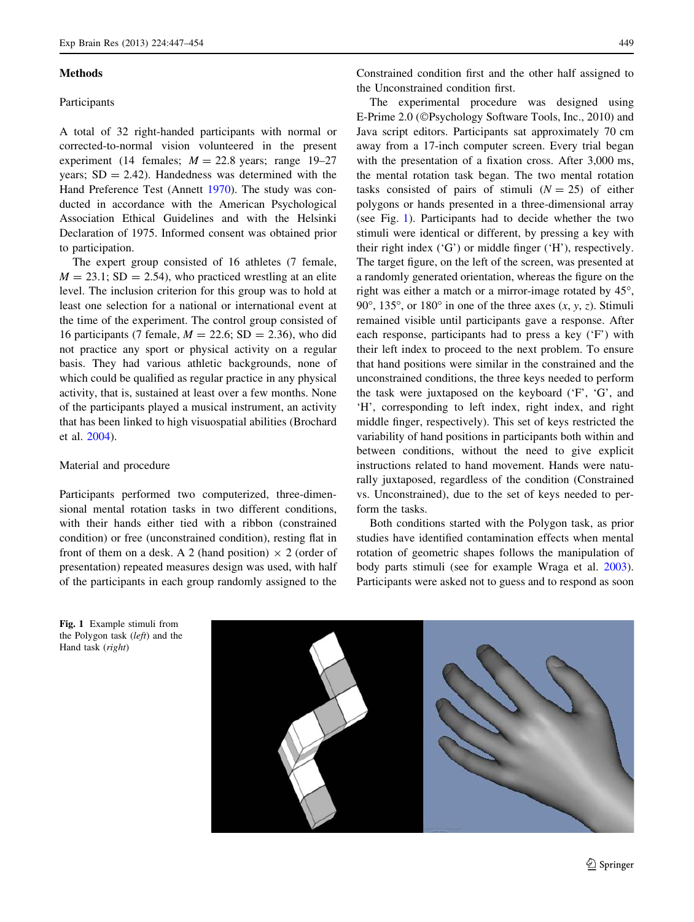## Methods

### Participants

A total of 32 right-handed participants with normal or corrected-to-normal vision volunteered in the present experiment (14 females; $M = 22.8$ years; range 19–27 years; $SD = 2.42$). Handedness was determined with the Hand Preference Test (Annett 1970). The study was conducted in accordance with the American Psychological Association Ethical Guidelines and with the Helsinki Declaration of 1975. Informed consent was obtained prior to participation.

The expert group consisted of 16 athletes (7 female, $M = 23.1$; $SD = 2.54$), who practiced wrestling at an elite level. The inclusion criterion for this group was to hold at least one selection for a national or international event at the time of the experiment. The control group consisted of 16 participants (7 female, $M = 22.6$; $SD = 2.36$), who did not practice any sport or physical activity on a regular basis. They had various athletic backgrounds, none of which could be qualified as regular practice in any physical activity, that is, sustained at least over a few months. None of the participants played a musical instrument, an activity that has been linked to high visuospatial abilities (Brochard et al. 2004).

### Material and procedure

Participants performed two computerized, three-dimensional mental rotation tasks in two different conditions, with their hands either tied with a ribbon (constrained condition) or free (unconstrained condition), resting flat in front of them on a desk. A 2 (hand position) × 2 (order of presentation) repeated measures design was used, with half of the participants in each group randomly assigned to the Constrained condition first and the other half assigned to the Unconstrained condition first.

The experimental procedure was designed using E-Prime 2.0 (©Psychology Software Tools, Inc., 2010) and Java script editors. Participants sat approximately 70 cm away from a 17-inch computer screen. Every trial began with the presentation of a fixation cross. After 3,000 ms, the mental rotation task began. The two mental rotation tasks consisted of pairs of stimuli ($N = 25$) of either polygons or hands presented in a three-dimensional array (see Fig. 1). Participants had to decide whether the two stimuli were identical or different, by pressing a key with their right index ('G') or middle finger ('H'), respectively. The target figure, on the left of the screen, was presented at a randomly generated orientation, whereas the figure on the right was either a match or a mirror-image rotated by 45°, 90°, 135°, or 180° in one of the three axes ($x$, $y$, $z$). Stimuli remained visible until participants gave a response. After each response, participants had to press a key ('F') with their left index to proceed to the next problem. To ensure that hand positions were similar in the constrained and the unconstrained conditions, the three keys needed to perform the task were juxtaposed on the keyboard ('F', 'G', and 'H', corresponding to left index, right index, and right middle finger, respectively). This set of keys restricted the variability of hand positions in participants both within and between conditions, without the need to give explicit instructions related to hand movement. Hands were naturally juxtaposed, regardless of the condition (Constrained vs. Unconstrained), due to the set of keys needed to perform the tasks.

Both conditions started with the Polygon task, as prior studies have identified contamination effects when mental rotation of geometric shapes follows the manipulation of body parts stimuli (see for example Wraga et al. 2003). Participants were asked not to guess and to respond as soon

**Fig. 1** Example stimuli from the Polygon task (*left*) and the Hand task (*right*)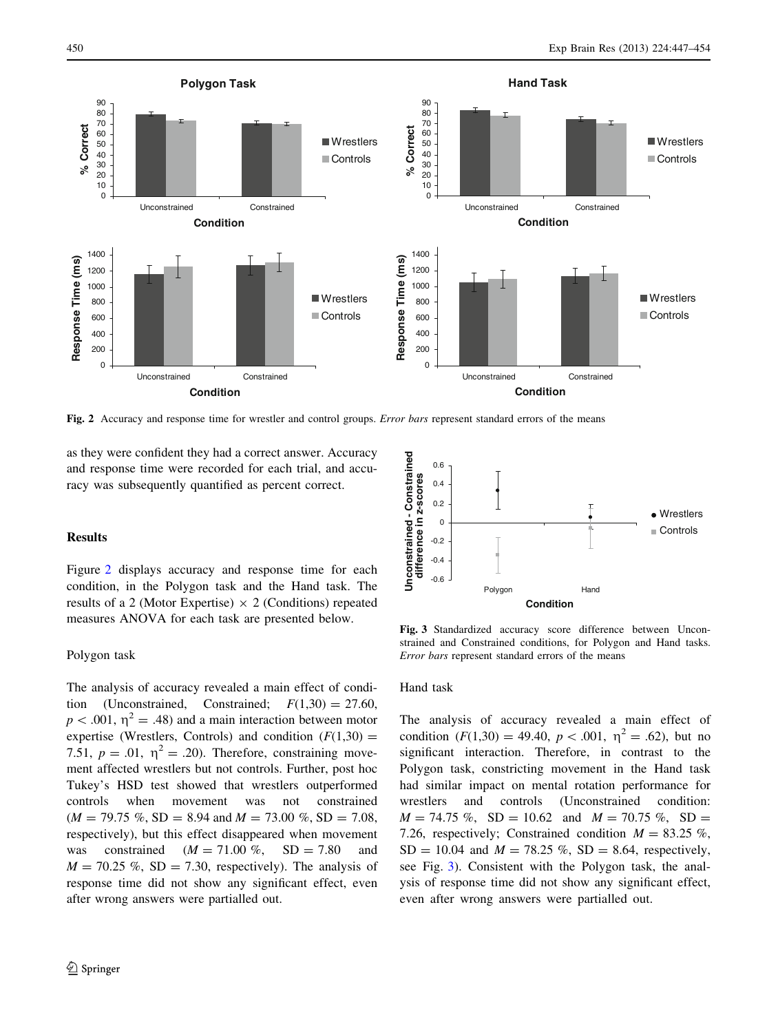Fig. 2 Accuracy and response time for wrestler and control groups. *Error bars* represent standard errors of the means

as they were confident they had a correct answer. Accuracy and response time were recorded for each trial, and accuracy was subsequently quantified as percent correct.

## Results

Figure 2 displays accuracy and response time for each condition, in the Polygon task and the Hand task. The results of a 2 (Motor Expertise) × 2 (Conditions) repeated measures ANOVA for each task are presented below.

### Polygon task

The analysis of accuracy revealed a main effect of condition (Unconstrained, Constrained; $F(1,30) = 27.60$, $p < .001$, $\eta^2 = .48$) and a main interaction between motor expertise (Wrestlers, Controls) and condition ($F(1,30) = 7.51$, $p = .01$, $\eta^2 = .20$). Therefore, constraining movement affected wrestlers but not controls. Further, post hoc Tukey's HSD test showed that wrestlers outperformed controls when movement was not constrained ($M = 79.75$ %, SD $= 8.94$ and $M = 73.00$ %, SD $= 7.08$, respectively), but this effect disappeared when movement was constrained ($M = 71.00$ %, SD $= 7.80$ and $M = 70.25$ %, SD $= 7.30$, respectively). The analysis of response time did not show any significant effect, even after wrong answers were partialled out.

Fig. 3 Standardized accuracy score difference between Unconstrained and Constrained conditions, for Polygon and Hand tasks. *Error bars* represent standard errors of the means

### Hand task

The analysis of accuracy revealed a main effect of condition ($F(1,30) = 49.40$, $p < .001$, $\eta^2 = .62$), but no significant interaction. Therefore, in contrast to the Polygon task, constricting movement in the Hand task had similar impact on mental rotation performance for wrestlers and controls (Unconstrained condition: $M = 74.75$ %, SD $= 10.62$ and $M = 70.75$ %, SD $= 7.26$, respectively; Constrained condition $M = 83.25$ %, SD $= 10.04$ and $M = 78.25$ %, SD $= 8.64$, respectively, see Fig. 3). Consistent with the Polygon task, the analysis of response time did not show any significant effect, even after wrong answers were partialled out.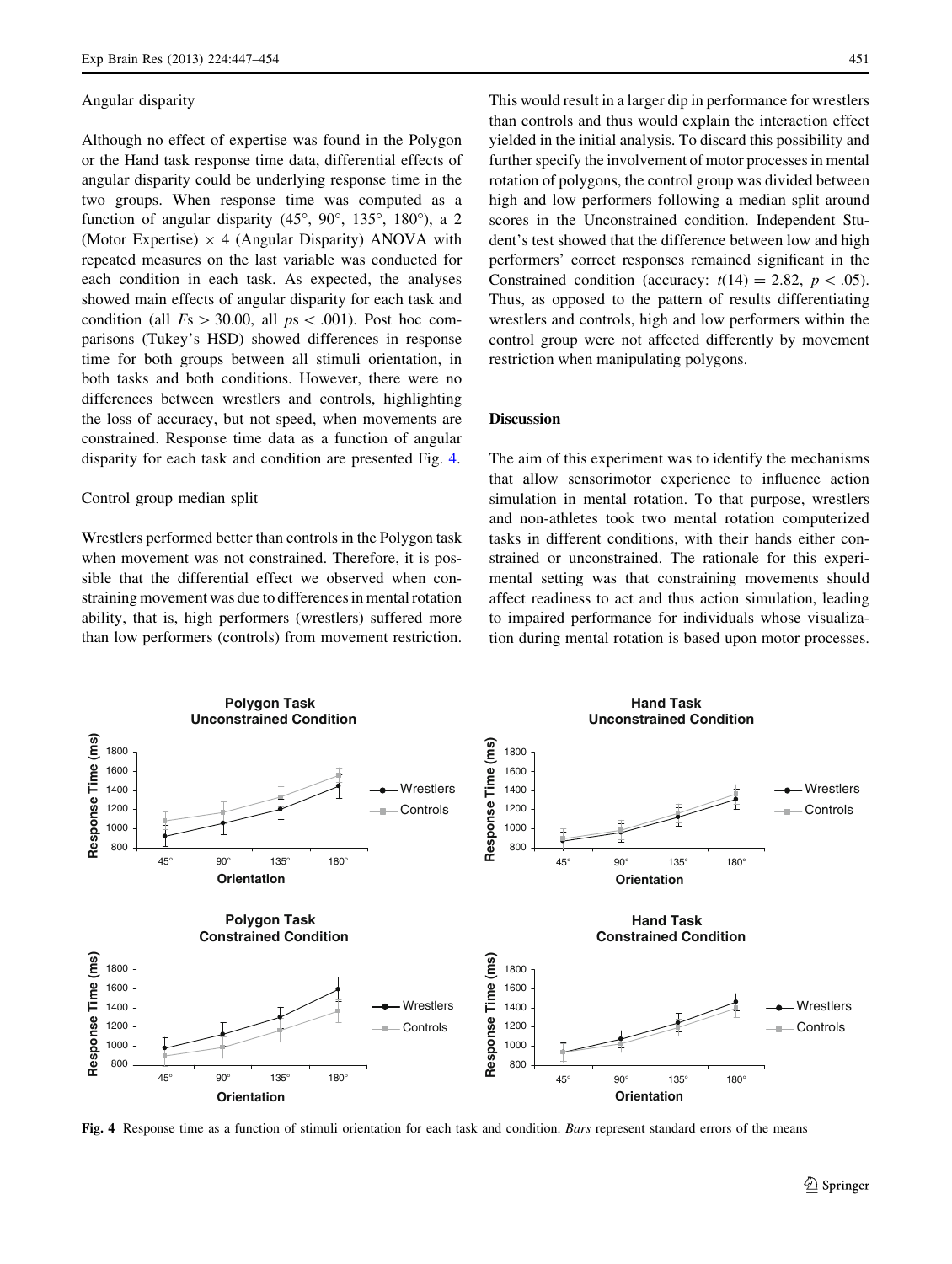### Angular disparity

Although no effect of expertise was found in the Polygon or the Hand task response time data, differential effects of angular disparity could be underlying response time in the two groups. When response time was computed as a function of angular disparity (45°, 90°, 135°, 180°), a 2 (Motor Expertise) × 4 (Angular Disparity) ANOVA with repeated measures on the last variable was conducted for each condition in each task. As expected, the analyses showed main effects of angular disparity for each task and condition (all $Fs > 30.00$, all $ps < .001$). Post hoc comparisons (Tukey's HSD) showed differences in response time for both groups between all stimuli orientation, in both tasks and both conditions. However, there were no differences between wrestlers and controls, highlighting the loss of accuracy, but not speed, when movements are constrained. Response time data as a function of angular disparity for each task and condition are presented Fig. 4.

### Control group median split

Wrestlers performed better than controls in the Polygon task when movement was not constrained. Therefore, it is possible that the differential effect we observed when constraining movement was due to differences in mental rotation ability, that is, high performers (wrestlers) suffered more than low performers (controls) from movement restriction. This would result in a larger dip in performance for wrestlers than controls and thus would explain the interaction effect yielded in the initial analysis. To discard this possibility and further specify the involvement of motor processes in mental rotation of polygons, the control group was divided between high and low performers following a median split around scores in the Unconstrained condition. Independent Student's test showed that the difference between low and high performers' correct responses remained significant in the Constrained condition (accuracy: $t(14) = 2.82$, $p < .05$). Thus, as opposed to the pattern of results differentiating wrestlers and controls, high and low performers within the control group were not affected differently by movement restriction when manipulating polygons.

## Discussion

The aim of this experiment was to identify the mechanisms that allow sensorimotor experience to influence action simulation in mental rotation. To that purpose, wrestlers and non-athletes took two mental rotation computerized tasks in different conditions, with their hands either constrained or unconstrained. The rationale for this experimental setting was that constraining movements should affect readiness to act and thus action simulation, leading to impaired performance for individuals whose visualization during mental rotation is based upon motor processes.

Polygon Task
Unconstrained Condition
Response Time (ms)
1800
1600
1400
1200
1000
800
45° 90° 135° 180°
Orientation
Wrestlers
Controls

Hand Task
Unconstrained Condition
Response Time (ms)
1800
1600
1400
1200
1000
800
45° 90° 135° 180°
Orientation
Wrestlers
Controls

Polygon Task
Constrained Condition
Response Time (ms)
1800
1600
1400
1200
1000
800
45° 90° 135° 180°
Orientation
Wrestlers
Controls

Hand Task
Constrained Condition
Response Time (ms)
1800
1600
1400
1200
1000
800
45° 90° 135° 180°
Orientation
Wrestlers
Controls

**Fig. 4** Response time as a function of stimuli orientation for each task and condition. *Bars* represent standard errors of the means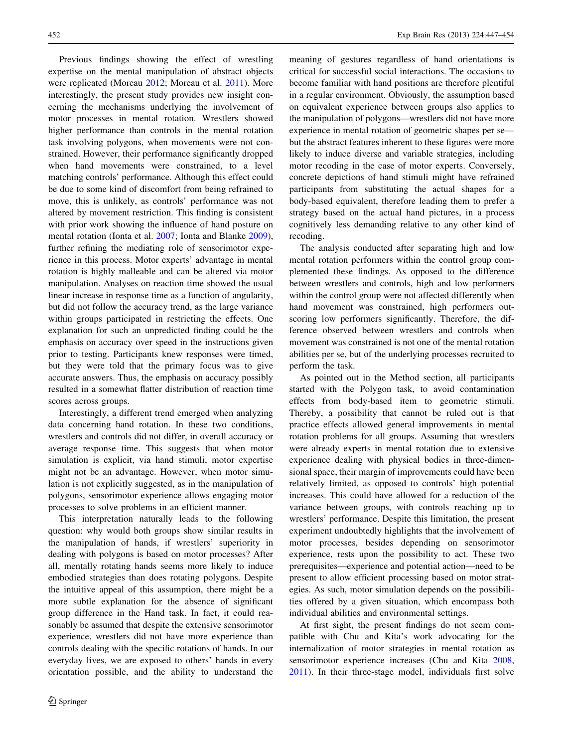Previous findings showing the effect of wrestling expertise on the mental manipulation of abstract objects were replicated (Moreau 2012; Moreau et al. 2011). More interestingly, the present study provides new insight concerning the mechanisms underlying the involvement of motor processes in mental rotation. Wrestlers showed higher performance than controls in the mental rotation task involving polygons, when movements were not constrained. However, their performance significantly dropped when hand movements were constrained, to a level matching controls' performance. Although this effect could be due to some kind of discomfort from being refrained to move, this is unlikely, as controls' performance was not altered by movement restriction. This finding is consistent with prior work showing the influence of hand posture on mental rotation (Ionta et al. 2007; Ionta and Blanke 2009), further refining the mediating role of sensorimotor experience in this process. Motor experts' advantage in mental rotation is highly malleable and can be altered via motor manipulation. Analyses on reaction time showed the usual linear increase in response time as a function of angularity, but did not follow the accuracy trend, as the large variance within groups participated in restricting the effects. One explanation for such an unpredicted finding could be the emphasis on accuracy over speed in the instructions given prior to testing. Participants knew responses were timed, but they were told that the primary focus was to give accurate answers. Thus, the emphasis on accuracy possibly resulted in a somewhat flatter distribution of reaction time scores across groups.

Interestingly, a different trend emerged when analyzing data concerning hand rotation. In these two conditions, wrestlers and controls did not differ, in overall accuracy or average response time. This suggests that when motor simulation is explicit, via hand stimuli, motor expertise might not be an advantage. However, when motor simulation is not explicitly suggested, as in the manipulation of polygons, sensorimotor experience allows engaging motor processes to solve problems in an efficient manner.

This interpretation naturally leads to the following question: why would both groups show similar results in the manipulation of hands, if wrestlers' superiority in dealing with polygons is based on motor processes? After all, mentally rotating hands seems more likely to induce embodied strategies than does rotating polygons. Despite the intuitive appeal of this assumption, there might be a more subtle explanation for the absence of significant group difference in the Hand task. In fact, it could reasonably be assumed that despite the extensive sensorimotor experience, wrestlers did not have more experience than controls dealing with the specific rotations of hands. In our everyday lives, we are exposed to others' hands in every orientation possible, and the ability to understand the meaning of gestures regardless of hand orientations is critical for successful social interactions. The occasions to become familiar with hand positions are therefore plentiful in a regular environment. Obviously, the assumption based on equivalent experience between groups also applies to the manipulation of polygons—wrestlers did not have more experience in mental rotation of geometric shapes per se—but the abstract features inherent to these figures were more likely to induce diverse and variable strategies, including motor recoding in the case of motor experts. Conversely, concrete depictions of hand stimuli might have refrained participants from substituting the actual shapes for a body-based equivalent, therefore leading them to prefer a strategy based on the actual hand pictures, in a process cognitively less demanding relative to any other kind of recoding.

The analysis conducted after separating high and low mental rotation performers within the control group complemented these findings. As opposed to the difference between wrestlers and controls, high and low performers within the control group were not affected differently when hand movement was constrained, high performers outscoring low performers significantly. Therefore, the difference observed between wrestlers and controls when movement was constrained is not one of the mental rotation abilities per se, but of the underlying processes recruited to perform the task.

As pointed out in the Method section, all participants started with the Polygon task, to avoid contamination effects from body-based item to geometric stimuli. Thereby, a possibility that cannot be ruled out is that practice effects allowed general improvements in mental rotation problems for all groups. Assuming that wrestlers were already experts in mental rotation due to extensive experience dealing with physical bodies in three-dimensional space, their margin of improvements could have been relatively limited, as opposed to controls' high potential increases. This could have allowed for a reduction of the variance between groups, with controls reaching up to wrestlers' performance. Despite this limitation, the present experiment undoubtedly highlights that the involvement of motor processes, besides depending on sensorimotor experience, rests upon the possibility to act. These two prerequisites—experience and potential action—need to be present to allow efficient processing based on motor strategies. As such, motor simulation depends on the possibilities offered by a given situation, which encompass both individual abilities and environmental settings.

At first sight, the present findings do not seem compatible with Chu and Kita's work advocating for the internalization of motor strategies in mental rotation as sensorimotor experience increases (Chu and Kita 2008, 2011). In their three-stage model, individuals first solve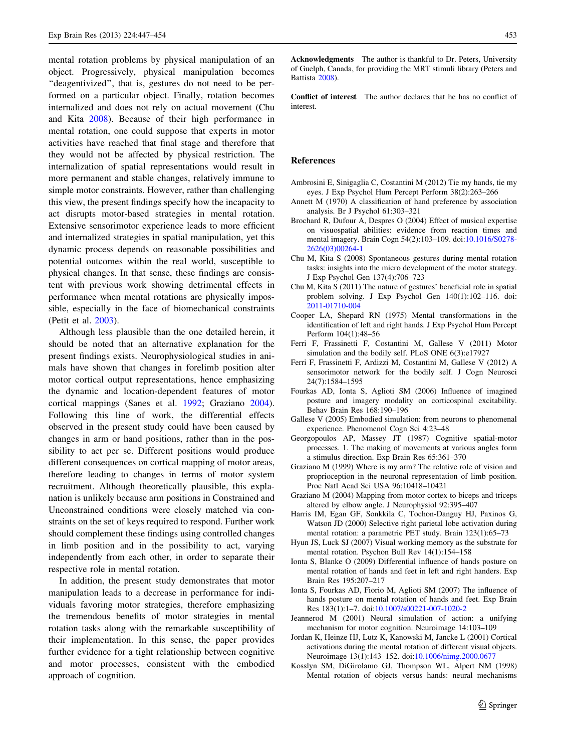mental rotation problems by physical manipulation of an object. Progressively, physical manipulation becomes "deagentivized", that is, gestures do not need to be performed on a particular object. Finally, rotation becomes internalized and does not rely on actual movement (Chu and Kita 2008). Because of their high performance in mental rotation, one could suppose that experts in motor activities have reached that final stage and therefore that they would not be affected by physical restriction. The internalization of spatial representations would result in more permanent and stable changes, relatively immune to simple motor constraints. However, rather than challenging this view, the present findings specify how the incapacity to act disrupts motor-based strategies in mental rotation. Extensive sensorimotor experience leads to more efficient and internalized strategies in spatial manipulation, yet this dynamic process depends on reasonable possibilities and potential outcomes within the real world, susceptible to physical changes. In that sense, these findings are consistent with previous work showing detrimental effects in performance when mental rotations are physically impossible, especially in the face of biomechanical constraints (Petit et al. 2003).

Although less plausible than the one detailed herein, it should be noted that an alternative explanation for the present findings exists. Neurophysiological studies in animals have shown that changes in forelimb position alter motor cortical output representations, hence emphasizing the dynamic and location-dependent features of motor cortical mappings (Sanes et al. 1992; Graziano 2004). Following this line of work, the differential effects observed in the present study could have been caused by changes in arm or hand positions, rather than in the possibility to act per se. Different positions would produce different consequences on cortical mapping of motor areas, therefore leading to changes in terms of motor system recruitment. Although theoretically plausible, this explanation is unlikely because arm positions in Constrained and Unconstrained conditions were closely matched via constraints on the set of keys required to respond. Further work should complement these findings using controlled changes in limb position and in the possibility to act, varying independently from each other, in order to separate their respective role in mental rotation.

In addition, the present study demonstrates that motor manipulation leads to a decrease in performance for individuals favoring motor strategies, therefore emphasizing the tremendous benefits of motor strategies in mental rotation tasks along with the remarkable susceptibility of their implementation. In this sense, the paper provides further evidence for a tight relationship between cognitive and motor processes, consistent with the embodied approach of cognition.

**Acknowledgments** The author is thankful to Dr. Peters, University of Guelph, Canada, for providing the MRT stimuli library (Peters and Battista 2008).

**Conflict of interest** The author declares that he has no conflict of interest.

## References

Ambrosini E, Sinigaglia C, Costantini M (2012) Tie my hands, tie my eyes. J Exp Psychol Hum Percept Perform 38(2):263–266

Annett M (1970) A classification of hand preference by association analysis. Br J Psychol 61:303–321

Brochard R, Dufour A, Despres O (2004) Effect of musical expertise on visuospatial abilities: evidence from reaction times and mental imagery. Brain Cogn 54(2):103–109. doi:10.1016/S0278-2626(03)00264-1

Chu M, Kita S (2008) Spontaneous gestures during mental rotation tasks: insights into the micro development of the motor strategy. J Exp Psychol Gen 137(4):706–723

Chu M, Kita S (2011) The nature of gestures' beneficial role in spatial problem solving. J Exp Psychol Gen 140(1):102–116. doi:2011-01710-004

Cooper LA, Shepard RN (1975) Mental transformations in the identification of left and right hands. J Exp Psychol Hum Percept Perform 104(1):48–56

Ferri F, Frassinetti F, Costantini M, Gallese V (2011) Motor simulation and the bodily self. PLoS ONE 6(3):e17927

Ferri F, Frassinetti F, Ardizzi M, Costantini M, Gallese V (2012) A sensorimotor network for the bodily self. J Cogn Neurosci 24(7):1584–1595

Fourkas AD, Ionta S, Aglioti SM (2006) Influence of imagined posture and imagery modality on corticospinal excitability. Behav Brain Res 168:190–196

Gallese V (2005) Embodied simulation: from neurons to phenomenal experience. Phenomenol Cogn Sci 4:23–48

Georgopoulos AP, Massey JT (1987) Cognitive spatial-motor processes. 1. The making of movements at various angles form a stimulus direction. Exp Brain Res 65:361–370

Graziano M (1999) Where is my arm? The relative role of vision and proprioception in the neuronal representation of limb position. Proc Natl Acad Sci USA 96:10418–10421

Graziano M (2004) Mapping from motor cortex to biceps and triceps altered by elbow angle. J Neurophysiol 92:395–407

Harris IM, Egan GF, Sonkkila C, Tochon-Danguy HJ, Paxinos G, Watson JD (2000) Selective right parietal lobe activation during mental rotation: a parametric PET study. Brain 123(1):65–73

Hyun JS, Luck SJ (2007) Visual working memory as the substrate for mental rotation. Psychon Bull Rev 14(1):154–158

Ionta S, Blanke O (2009) Differential influence of hands posture on mental rotation of hands and feet in left and right handers. Exp Brain Res 195:207–217

Ionta S, Fourkas AD, Fiorio M, Aglioti SM (2007) The influence of hands posture on mental rotation of hands and feet. Exp Brain Res 183(1):1–7. doi:10.1007/s00221-007-1020-2

Jeannerod M (2001) Neural simulation of action: a unifying mechanism for motor cognition. Neuroimage 14:103–109

Jordan K, Heinze HJ, Lutz K, Kanowski M, Jancke L (2001) Cortical activations during the mental rotation of different visual objects. Neuroimage 13(1):143–152. doi:10.1006/nimg.2000.0677

Kosslyn SM, DiGirolamo GJ, Thompson WL, Alpert NM (1998) Mental rotation of objects versus hands: neural mechanisms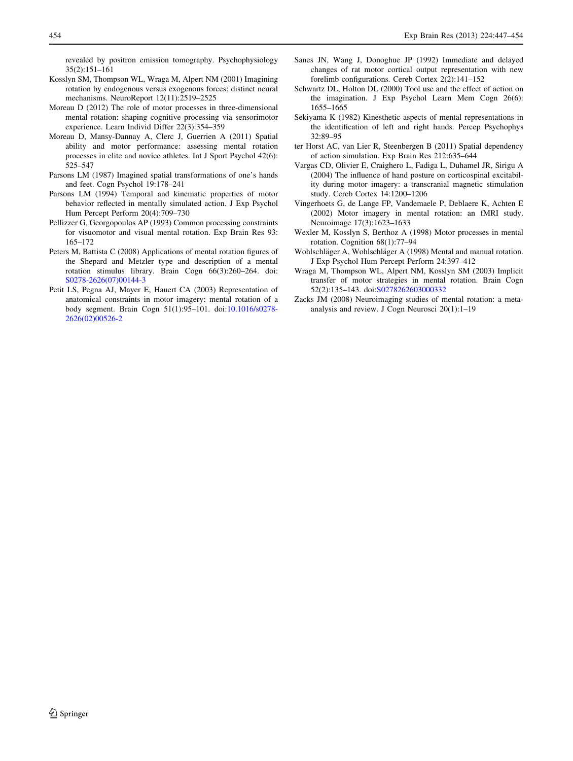revealed by positron emission tomography. Psychophysiology 35(2):151–161

Kosslyn SM, Thompson WL, Wraga M, Alpert NM (2001) Imagining rotation by endogenous versus exogenous forces: distinct neural mechanisms. NeuroReport 12(11):2519–2525

Moreau D (2012) The role of motor processes in three-dimensional mental rotation: shaping cognitive processing via sensorimotor experience. Learn Individ Differ 22(3):354–359

Moreau D, Mansy-Dannay A, Clerc J, Guerrien A (2011) Spatial ability and motor performance: assessing mental rotation processes in elite and novice athletes. Int J Sport Psychol 42(6): 525–547

Parsons LM (1987) Imagined spatial transformations of one's hands and feet. Cogn Psychol 19:178–241

Parsons LM (1994) Temporal and kinematic properties of motor behavior reflected in mentally simulated action. J Exp Psychol Hum Percept Perform 20(4):709–730

Pellizzer G, Georgopoulos AP (1993) Common processing constraints for visuomotor and visual mental rotation. Exp Brain Res 93: 165–172

Peters M, Battista C (2008) Applications of mental rotation figures of the Shepard and Metzler type and description of a mental rotation stimulus library. Brain Cogn 66(3):260–264. doi: S0278-2626(07)00144-3

Petit LS, Pegna AJ, Mayer E, Hauert CA (2003) Representation of anatomical constraints in motor imagery: mental rotation of a body segment. Brain Cogn 51(1):95–101. doi:10.1016/s0278-2626(02)00526-2

Sanes JN, Wang J, Donoghue JP (1992) Immediate and delayed changes of rat motor cortical output representation with new forelimb configurations. Cereb Cortex 2(2):141–152

Schwartz DL, Holton DL (2000) Tool use and the effect of action on the imagination. J Exp Psychol Learn Mem Cogn 26(6): 1655–1665

Sekiyama K (1982) Kinesthetic aspects of mental representations in the identification of left and right hands. Percep Psychophys 32:89–95

ter Horst AC, van Lier R, Steenbergen B (2011) Spatial dependency of action simulation. Exp Brain Res 212:635–644

Vargas CD, Olivier E, Craighero L, Fadiga L, Duhamel JR, Sirigu A (2004) The influence of hand posture on corticospinal excitability during motor imagery: a transcranial magnetic stimulation study. Cereb Cortex 14:1200–1206

Vingerhoets G, de Lange FP, Vandemaele P, Deblaere K, Achten E (2002) Motor imagery in mental rotation: an fMRI study. Neuroimage 17(3):1623–1633

Wexler M, Kosslyn S, Berthoz A (1998) Motor processes in mental rotation. Cognition 68(1):77–94

Wohlschläger A, Wohlschläger A (1998) Mental and manual rotation. J Exp Psychol Hum Percept Perform 24:397–412

Wraga M, Thompson WL, Alpert NM, Kosslyn SM (2003) Implicit transfer of motor strategies in mental rotation. Brain Cogn 52(2):135–143. doi:S0278262603000332

Zacks JM (2008) Neuroimaging studies of mental rotation: a meta-analysis and review. J Cogn Neurosci 20(1):1–19